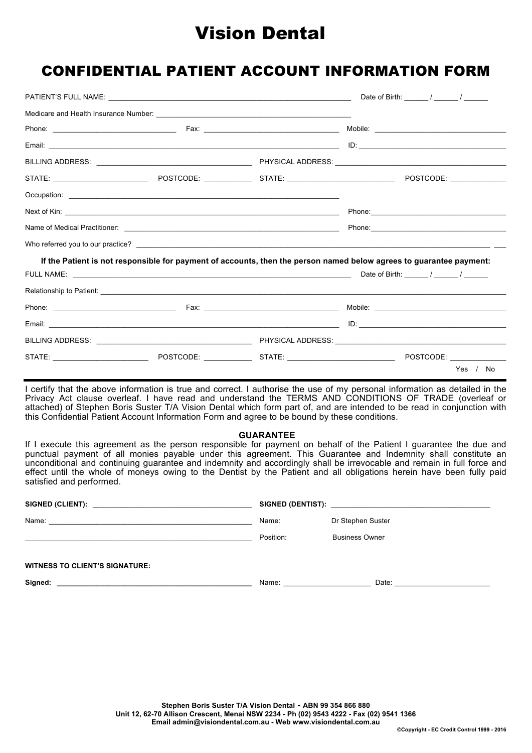# Vision Dental

## CONFIDENTIAL PATIENT ACCOUNT INFORMATION FORM

PATIENT'S FULL NAME: ______________________________ Date of Birth: ____ / ____ / ____

Medicare and Health Insurance Number: ______________________________

Phone: ____________ Fax: ____________ Mobile: ____________

Email: ______________________________ ID: ____________

BILLING ADDRESS: ____________ PHYSICAL ADDRESS: ____________

STATE: ____________ POSTCODE: ____________ STATE: ____________ POSTCODE: ____________

Occupation: ______________________________

Next of Kin: ______________________________ Phone: ____________

Name of Medical Practitioner: ______________________________ Phone: ____________

Who referred you to our practice? ______________________________

**If the Patient is not responsible for payment of accounts, then the person named below agrees to guarantee payment:**

FULL NAME: ______________________________ Date of Birth: ____ / ____ / ____

Relationship to Patient: ______________________________

Phone: ____________ Fax: ____________ Mobile: ____________

Email: ______________________________ ID: ____________

BILLING ADDRESS: ____________ PHYSICAL ADDRESS: ____________

STATE: ____________ POSTCODE: ____________ STATE: ____________ POSTCODE: ____________

Yes / No

---

I certify that the above information is true and correct. I authorise the use of my personal information as detailed in the Privacy Act clause overleaf. I have read and understand the TERMS AND CONDITIONS OF TRADE (overleaf or attached) of Stephen Boris Suster T/A Vision Dental which form part of, and are intended to be read in conjunction with this Confidential Patient Account Information Form and agree to be bound by these conditions.

**GUARANTEE**

If I execute this agreement as the person responsible for payment on behalf of the Patient I guarantee the due and punctual payment of all monies payable under this agreement. This Guarantee and Indemnity shall constitute an unconditional and continuing guarantee and indemnity and accordingly shall be irrevocable and remain in full force and effect until the whole of moneys owing to the Dentist by the Patient and all obligations herein have been fully paid satisfied and performed.

**SIGNED (CLIENT):** ______________________________ **SIGNED (DENTIST):** ______________________________

Name: ______________________________ Name: Dr Stephen Suster

______________________________ Position: Business Owner

**WITNESS TO CLIENT'S SIGNATURE:**

**Signed:** ______________________________ Name: ____________ Date: ____________

**Stephen Boris Suster T/A Vision Dental - ABN 99 354 866 880**
**Unit 12, 62-70 Allison Crescent, Menai NSW 2234 - Ph (02) 9543 4222 - Fax (02) 9541 1366**
**Email admin@visiondental.com.au - Web www.visiondental.com.au**

**©Copyright - EC Credit Control 1999 - 2016**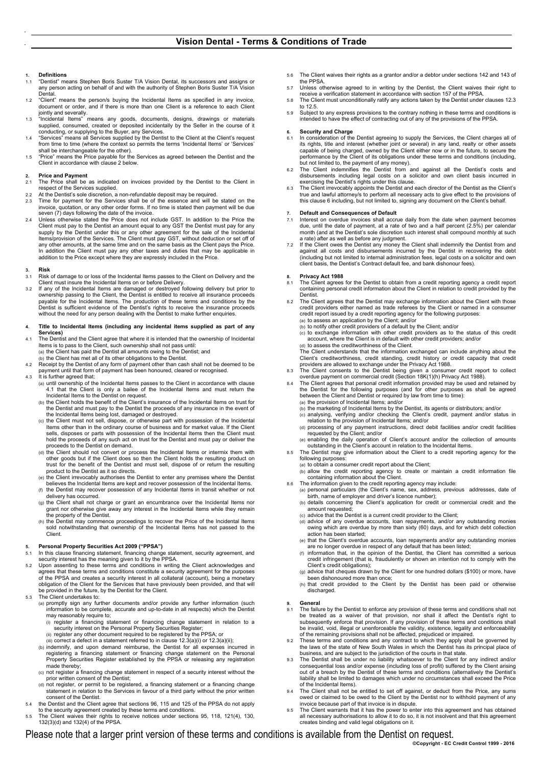# Vision Dental - Terms & Conditions of Trade

## 1. Definitions

1.1 "Dentist" means Stephen Boris Suster T/A Vision Dental, its successors and assigns or any person acting on behalf of and with the authority of Stephen Boris Suster T/A Vision Dental.

1.2 "Client" means the person/s buying the Incidental Items as specified in any invoice, document or order, and if there is more than one Client is a reference to each Client jointly and severally.

1.3 "Incidental Items" means any goods, documents, designs, drawings or materials supplied, consumed, created or deposited incidentally by the Seller in the course of it conducting, or supplying to the Buyer, any Services.

1.4 "Services" means all Services supplied by the Dentist to the Client at the Client's request from time to time (where the context so permits the terms 'Incidental Items' or 'Services' shall be interchangeable for the other).

1.5 "Price" means the Price payable for the Services as agreed between the Dentist and the Client in accordance with clause 2 below.

## 2. Price and Payment

2.1 The Price shall be as indicated on invoices provided by the Dentist to the Client in respect of the Services supplied.

2.2 At the Dentist's sole discretion, a non-refundable deposit may be required.

2.3 Time for payment for the Services shall be of the essence and will be stated on the invoice, quotation, or any other order forms. If no time is stated then payment will be due seven (7) days following the date of the invoice.

2.4 Unless otherwise stated the Price does not include GST. In addition to the Price the Client must pay to the Dentist an amount equal to any GST the Dentist must pay for any supply by the Dentist under this or any other agreement for the sale of the Incidental Items/provision of the Services. The Client must pay GST, without deduction or set off of any other amounts, at the same time and on the same basis as the Client pays the Price. In addition the Client must pay any other taxes and duties that may be applicable in addition to the Price except where they are expressly included in the Price.

## 3. Risk

3.1 Risk of damage to or loss of the Incidental Items passes to the Client on Delivery and the Client must insure the Incidental Items on or before Delivery.

3.2 If any of the Incidental Items are damaged or destroyed following delivery but prior to ownership passing to the Client, the Dentist is entitled to receive all insurance proceeds payable for the Incidental Items. The production of these terms and conditions by the Dentist is sufficient evidence of the Dentist's rights to receive the insurance proceeds without the need for any person dealing with the Dentist to make further enquiries.

## 4. Title to Incidental Items (including any incidental items supplied as part of any Services)

4.1 The Dentist and the Client agree that where it is intended that the ownership of Incidental Items is to pass to the Client, such ownership shall not pass until:
(a) the Client has paid the Dentist all amounts owing to the Dentist; and
(b) the Client has met all of its other obligations to the Dentist.

4.2 Receipt by the Dentist of any form of payment other than cash shall not be deemed to be payment until that form of payment has been honoured, cleared or recognised.

4.3 It is further agreed that:
(a) until ownership of the Incidental Items passes to the Client in accordance with clause 4.1 that the Client is only a bailee of the Incidental Items and must return the Incidental Items to the Dentist on request.
(b) the Client holds the benefit of the Client's insurance of the Incidental Items on trust for the Dentist and must pay to the Dentist the proceeds of any insurance in the event of the Incidental Items being lost, damaged or destroyed.
(c) the Client must not sell, dispose, or otherwise part with possession of the Incidental Items other than in the ordinary course of business and for market value. If the Client sells, disposes or parts with possession of the Incidental Items then the Client must hold the proceeds of any such act on trust for the Dentist and must pay or deliver the proceeds to the Dentist on demand.
(d) the Client should not convert or process the Incidental Items or intermix them with other goods but if the Client does so then the Client holds the resulting product on trust for the benefit of the Dentist and must sell, dispose of or return the resulting product to the Dentist as it so directs.
(e) the Client irrevocably authorises the Dentist to enter any premises where the Dentist believes the Incidental Items are kept and recover possession of the Incidental Items.
(f) the Dentist may recover possession of any Incidental Items in transit whether or not delivery has occurred.
(g) the Client shall not charge or grant an encumbrance over the Incidental Items nor grant nor otherwise give away any interest in the Incidental Items while they remain the property of the Dentist.
(h) the Dentist may commence proceedings to recover the Price of the Incidental Items sold notwithstanding that ownership of the Incidental Items has not passed to the Client.

## 5. Personal Property Securities Act 2009 ("PPSA")

5.1 In this clause financing statement, financing change statement, security agreement, and security interest has the meaning given to it by the PPSA.

5.2 Upon assenting to these terms and conditions in writing the Client acknowledges and agrees that these terms and conditions constitute a security agreement for the purposes of the PPSA and creates a security interest in all collateral (account), being a monetary obligation of the Client for the Services that have previously been provided, and that will be provided in the future, by the Dentist for the Client.

5.3 The Client undertakes to:
(a) promptly sign any further documents and/or provide any further information (such information to be complete, accurate and up-to-date in all respects) which the Dentist may reasonably require to;
 (i) register a financing statement or financing change statement in relation to a security interest on the Personal Property Securities Register;
 (ii) register any other document required to be registered by the PPSA; or
 (iii) correct a defect in a statement referred to in clause 12.3(a)(i) or 12.3(a)(ii);
(b) indemnify, and upon demand reimburse, the Dentist for all expenses incurred in registering a financing statement or financing change statement on the Personal Property Securities Register established by the PPSA or releasing any registration made thereby;
(c) not register a financing change statement in respect of a security interest without the prior written consent of the Dentist;
(d) not register, or permit to be registered, a financing statement or a financing change statement in relation to the Services in favour of a third party without the prior written consent of the Dentist.

5.4 the Dentist and the Client agree that sections 96, 115 and 125 of the PPSA do not apply to the security agreement created by these terms and conditions.

5.5 The Client waives their rights to receive notices under sections 95, 118, 121(4), 130, 132(3)(d) and 132(4) of the PPSA.

5.6 The Client waives their rights as a grantor and/or a debtor under sections 142 and 143 of the PPSA.

5.7 Unless otherwise agreed to in writing by the Dentist, the Client waives their right to receive a verification statement in accordance with section 157 of the PPSA.

5.8 The Client must unconditionally ratify any actions taken by the Dentist under clauses 12.3 to 12.5.

5.9 Subject to any express provisions to the contrary nothing in these terms and conditions is intended to have the effect of contracting out of any of the provisions of the PPSA.

## 6. Security and Charge

6.1 In consideration of the Dentist agreeing to supply the Services, the Client charges all of its rights, title and interest (whether joint or several) in any land, realty or other assets capable of being charged, owned by the Client either now or in the future, to secure the performance by the Client of its obligations under these terms and conditions (including, but not limited to, the payment of any money).

6.2 The Client indemnifies the Dentist from and against all the Dentist's costs and disbursements including legal costs on a solicitor and own client basis incurred in exercising the Dentist's rights under this clause.

6.3 The Client irrevocably appoints the Dentist and each director of the Dentist as the Client's true and lawful attorney/s to perform all necessary acts to give effect to the provisions of this clause 6 including, but not limited to, signing any document on the Client's behalf.

## 7. Default and Consequences of Default

7.1 Interest on overdue invoices shall accrue daily from the date when payment becomes due, until the date of payment, at a rate of two and a half percent (2.5%) per calendar month (and at the Dentist's sole discretion such interest shall compound monthly at such a rate) after as well as before any judgment.

7.2 If the Client owes the Dentist any money the Client shall indemnify the Dentist from and against all costs and disbursements incurred by the Dentist in recovering the debt (including but not limited to internal administration fees, legal costs on a solicitor and own client basis, the Dentist's Contract default fee, and bank dishonour fees).

## 8. Privacy Act 1988

8.1 The Client agrees for the Dentist to obtain from a credit reporting agency a credit report containing personal credit information about the Client in relation to credit provided by the Dentist.

8.2 The Client agrees that the Dentist may exchange information about the Client with those credit providers either named as trade referees by the Client or named in a consumer credit report issued by a credit reporting agency for the following purposes:
(a) to assess an application by the Client; and/or
(b) to notify other credit providers of a default by the Client; and/or
(c) to exchange information with other credit providers as to the status of this credit account, where the Client is in default with other credit providers; and/or
(d) to assess the creditworthiness of the Client.
The Client understands that the information exchanged can include anything about the Client's creditworthiness, credit standing, credit history or credit capacity that credit providers are allowed to exchange under the Privacy Act 1988.

8.3 The Client consents to the Dentist being given a consumer credit report to collect overdue payment on commercial credit (Section 18K(1)(h) Privacy Act 1988).

8.4 The Client agrees that personal credit information provided may be used and retained by the Dentist for the following purposes (and for other purposes as shall be agreed between the Client and Dentist or required by law from time to time):
(a) the provision of Incidental Items; and/or
(b) the marketing of Incidental Items by the Dentist, its agents or distributors; and/or
(c) analysing, verifying and/or checking the Client's credit, payment and/or status in relation to the provision of Incidental Items; and/or
(d) processing of any payment instructions, direct debit facilities and/or credit facilities requested by the Client; and/or
(e) enabling the daily operation of Client's account and/or the collection of amounts outstanding in the Client's account in relation to the Incidental Items.

8.5 The Dentist may give information about the Client to a credit reporting agency for the following purposes:
(a) to obtain a consumer credit report about the Client;
(b) allow the credit reporting agency to create or maintain a credit information file containing information about the Client.

8.6 The information given to the credit reporting agency may include:
(a) personal particulars (the Client's name, sex, address, previous addresses, date of birth, name of employer and driver's licence number);
(b) details concerning the Client's application for credit or commercial credit and the amount requested;
(c) advice that the Dentist is a current credit provider to the Client;
(d) advice of any overdue accounts, loan repayments, and/or any outstanding monies owing which are overdue by more than sixty (60) days, and for which debt collection action has been started;
(e) that the Client's overdue accounts, loan repayments and/or any outstanding monies are no longer overdue in respect of any default that has been listed;
(f) information that, in the opinion of the Dentist, the Client has committed a serious credit infringement (that is, fraudulently or shown an intention not to comply with the Client's credit obligations);
(g) advice that cheques drawn by the Client for one hundred dollars ($100) or more, have been dishonoured more than once;
(h) that credit provided to the Client by the Dentist has been paid or otherwise discharged.

## 9. General

9.1 The failure by the Dentist to enforce any provision of these terms and conditions shall not be treated as a waiver of that provision, nor shall it affect the Dentist's right to subsequently enforce that provision. If any provision of these terms and conditions shall be invalid, void, illegal or unenforceable the validity, existence, legality and enforceability of the remaining provisions shall not be affected, prejudiced or impaired.

9.2 These terms and conditions and any contract to which they apply shall be governed by the laws of the state of New South Wales in which the Dentist has its principal place of business, and are subject to the jurisdiction of the courts in that state.

9.3 The Dentist shall be under no liability whatsoever to the Client for any indirect and/or consequential loss and/or expense (including loss of profit) suffered by the Client arising out of a breach by the Dentist of these terms and conditions (alternatively the Dentist's liability shall be limited to damages which under no circumstances shall exceed the Price of the Incidental Items).

9.4 The Client shall not be entitled to set off against, or deduct from the Price, any sums owed or claimed to be owed to the Client by the Dentist nor to withhold payment of any invoice because part of that invoice is in dispute.

9.5 The Client warrants that it has the power to enter into this agreement and has obtained all necessary authorisations to allow it to do so, it is not insolvent and that this agreement creates binding and valid legal obligations on it.

Please note that a larger print version of these terms and conditions is available from the Dentist on request.

©Copyright - EC Credit Control 1999 - 2016